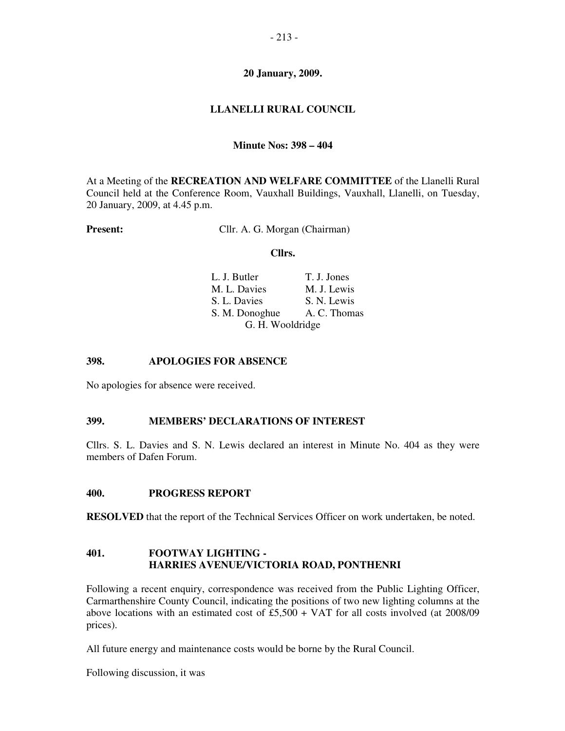**20 January, 2009.**

# LLANELLI RURAL COUNCIL

**Minute Nos: 398 – 404**

At a Meeting of the **RECREATION AND WELFARE COMMITTEE** of the Llanelli Rural Council held at the Conference Room, Vauxhall Buildings, Vauxhall, Llanelli, on Tuesday, 20 January, 2009, at 4.45 p.m.

**Present:** Cllr. A. G. Morgan (Chairman)

**Cllrs.**

| | |
|---|---|
| L. J. Butler | T. J. Jones |
| M. L. Davies | M. J. Lewis |
| S. L. Davies | S. N. Lewis |
| S. M. Donoghue | A. C. Thomas |
| G. H. Wooldridge | |

## 398. APOLOGIES FOR ABSENCE

No apologies for absence were received.

## 399. MEMBERS' DECLARATIONS OF INTEREST

Cllrs. S. L. Davies and S. N. Lewis declared an interest in Minute No. 404 as they were members of Dafen Forum.

## 400. PROGRESS REPORT

**RESOLVED** that the report of the Technical Services Officer on work undertaken, be noted.

## 401. FOOTWAY LIGHTING - HARRIES AVENUE/VICTORIA ROAD, PONTHENRI

Following a recent enquiry, correspondence was received from the Public Lighting Officer, Carmarthenshire County Council, indicating the positions of two new lighting columns at the above locations with an estimated cost of £5,500 + VAT for all costs involved (at 2008/09 prices).

All future energy and maintenance costs would be borne by the Rural Council.

Following discussion, it was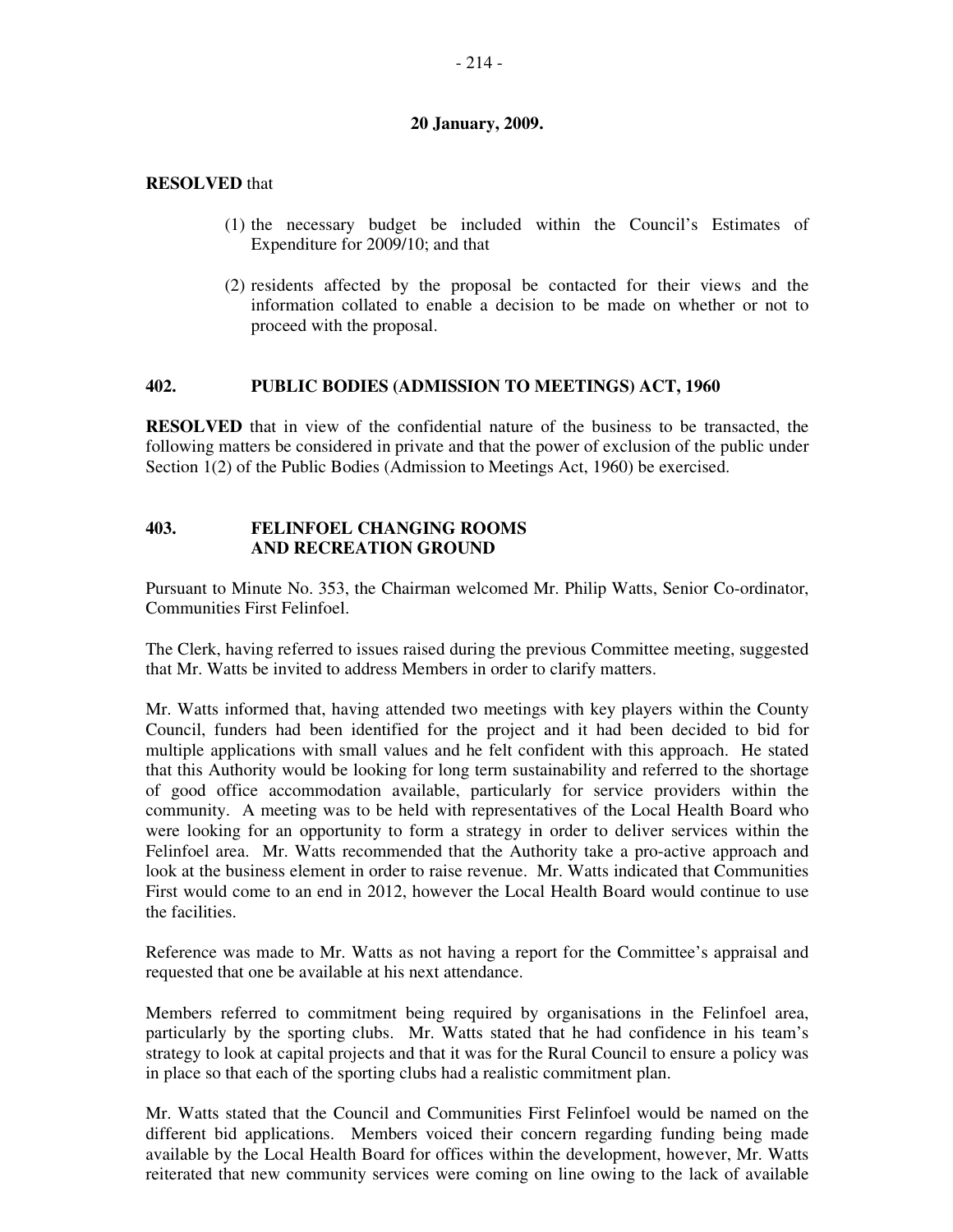**20 January, 2009.**

**RESOLVED** that

(1) the necessary budget be included within the Council's Estimates of Expenditure for 2009/10; and that

(2) residents affected by the proposal be contacted for their views and the information collated to enable a decision to be made on whether or not to proceed with the proposal.

## 402. PUBLIC BODIES (ADMISSION TO MEETINGS) ACT, 1960

**RESOLVED** that in view of the confidential nature of the business to be transacted, the following matters be considered in private and that the power of exclusion of the public under Section 1(2) of the Public Bodies (Admission to Meetings Act, 1960) be exercised.

## 403. FELINFOEL CHANGING ROOMS AND RECREATION GROUND

Pursuant to Minute No. 353, the Chairman welcomed Mr. Philip Watts, Senior Co-ordinator, Communities First Felinfoel.

The Clerk, having referred to issues raised during the previous Committee meeting, suggested that Mr. Watts be invited to address Members in order to clarify matters.

Mr. Watts informed that, having attended two meetings with key players within the County Council, funders had been identified for the project and it had been decided to bid for multiple applications with small values and he felt confident with this approach. He stated that this Authority would be looking for long term sustainability and referred to the shortage of good office accommodation available, particularly for service providers within the community. A meeting was to be held with representatives of the Local Health Board who were looking for an opportunity to form a strategy in order to deliver services within the Felinfoel area. Mr. Watts recommended that the Authority take a pro-active approach and look at the business element in order to raise revenue. Mr. Watts indicated that Communities First would come to an end in 2012, however the Local Health Board would continue to use the facilities.

Reference was made to Mr. Watts as not having a report for the Committee's appraisal and requested that one be available at his next attendance.

Members referred to commitment being required by organisations in the Felinfoel area, particularly by the sporting clubs. Mr. Watts stated that he had confidence in his team's strategy to look at capital projects and that it was for the Rural Council to ensure a policy was in place so that each of the sporting clubs had a realistic commitment plan.

Mr. Watts stated that the Council and Communities First Felinfoel would be named on the different bid applications. Members voiced their concern regarding funding being made available by the Local Health Board for offices within the development, however, Mr. Watts reiterated that new community services were coming on line owing to the lack of available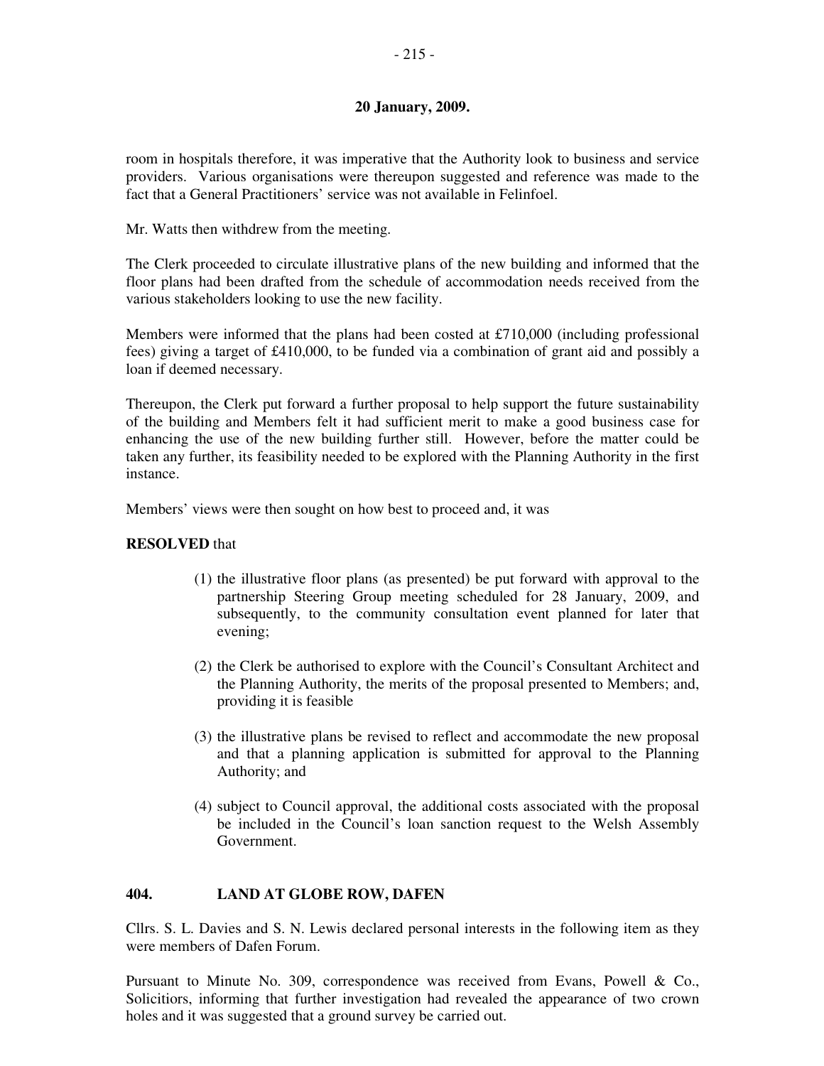**20 January, 2009.**

room in hospitals therefore, it was imperative that the Authority look to business and service providers. Various organisations were thereupon suggested and reference was made to the fact that a General Practitioners' service was not available in Felinfoel.

Mr. Watts then withdrew from the meeting.

The Clerk proceeded to circulate illustrative plans of the new building and informed that the floor plans had been drafted from the schedule of accommodation needs received from the various stakeholders looking to use the new facility.

Members were informed that the plans had been costed at £710,000 (including professional fees) giving a target of £410,000, to be funded via a combination of grant aid and possibly a loan if deemed necessary.

Thereupon, the Clerk put forward a further proposal to help support the future sustainability of the building and Members felt it had sufficient merit to make a good business case for enhancing the use of the new building further still. However, before the matter could be taken any further, its feasibility needed to be explored with the Planning Authority in the first instance.

Members' views were then sought on how best to proceed and, it was

**RESOLVED** that

(1) the illustrative floor plans (as presented) be put forward with approval to the partnership Steering Group meeting scheduled for 28 January, 2009, and subsequently, to the community consultation event planned for later that evening;

(2) the Clerk be authorised to explore with the Council's Consultant Architect and the Planning Authority, the merits of the proposal presented to Members; and, providing it is feasible

(3) the illustrative plans be revised to reflect and accommodate the new proposal and that a planning application is submitted for approval to the Planning Authority; and

(4) subject to Council approval, the additional costs associated with the proposal be included in the Council's loan sanction request to the Welsh Assembly Government.

## 404. LAND AT GLOBE ROW, DAFEN

Cllrs. S. L. Davies and S. N. Lewis declared personal interests in the following item as they were members of Dafen Forum.

Pursuant to Minute No. 309, correspondence was received from Evans, Powell & Co., Solicitiors, informing that further investigation had revealed the appearance of two crown holes and it was suggested that a ground survey be carried out.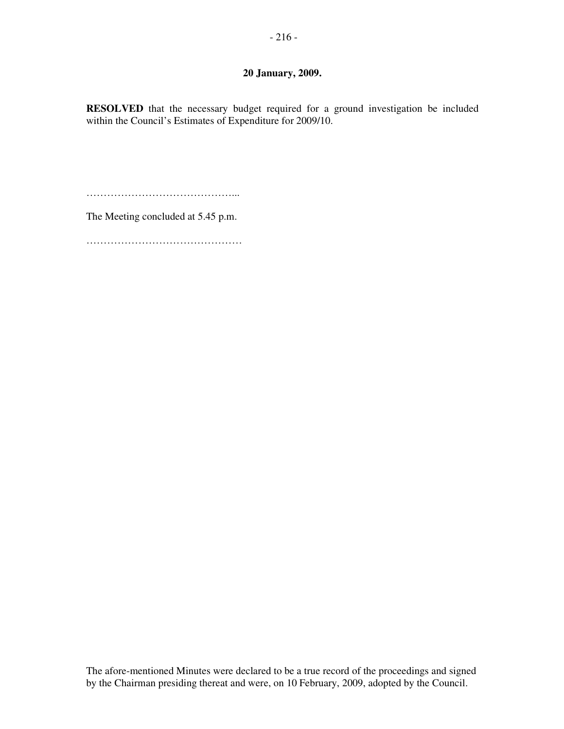**20 January, 2009.**

**RESOLVED** that the necessary budget required for a ground investigation be included within the Council's Estimates of Expenditure for 2009/10.

……………………………………...

The Meeting concluded at 5.45 p.m.

………………………………………

The afore-mentioned Minutes were declared to be a true record of the proceedings and signed by the Chairman presiding thereat and were, on 10 February, 2009, adopted by the Council.